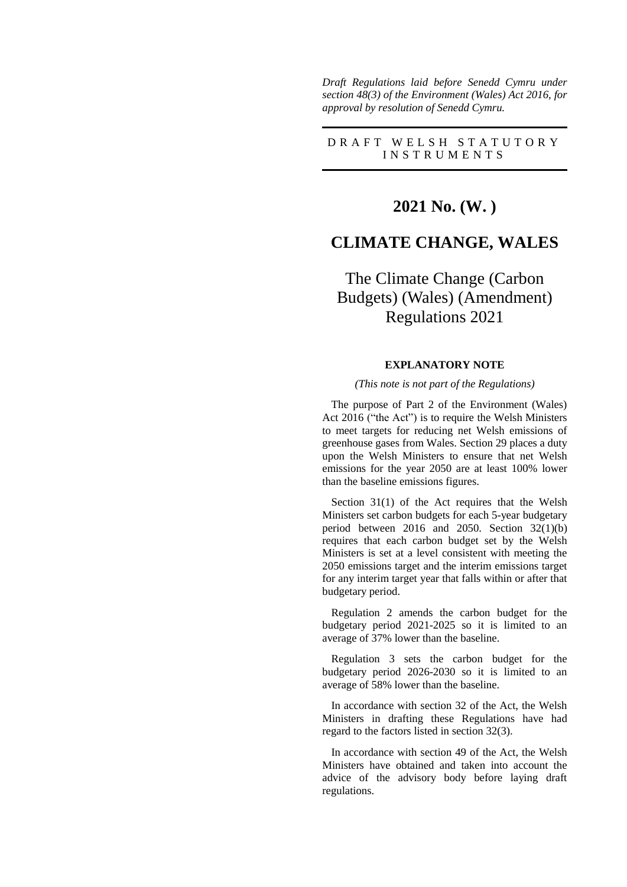*Draft Regulations laid before Senedd Cymru under section 48(3) of the Environment (Wales) Act 2016, for approval by resolution of Senedd Cymru.*

---

DRAFT WELSH STATUTORY INSTRUMENTS

---

# 2021 No. (W. )

# CLIMATE CHANGE, WALES

## The Climate Change (Carbon Budgets) (Wales) (Amendment) Regulations 2021

### EXPLANATORY NOTE

*(This note is not part of the Regulations)*

The purpose of Part 2 of the Environment (Wales) Act 2016 ("the Act") is to require the Welsh Ministers to meet targets for reducing net Welsh emissions of greenhouse gases from Wales. Section 29 places a duty upon the Welsh Ministers to ensure that net Welsh emissions for the year 2050 are at least 100% lower than the baseline emissions figures.

Section 31(1) of the Act requires that the Welsh Ministers set carbon budgets for each 5-year budgetary period between 2016 and 2050. Section 32(1)(b) requires that each carbon budget set by the Welsh Ministers is set at a level consistent with meeting the 2050 emissions target and the interim emissions target for any interim target year that falls within or after that budgetary period.

Regulation 2 amends the carbon budget for the budgetary period 2021-2025 so it is limited to an average of 37% lower than the baseline.

Regulation 3 sets the carbon budget for the budgetary period 2026-2030 so it is limited to an average of 58% lower than the baseline.

In accordance with section 32 of the Act, the Welsh Ministers in drafting these Regulations have had regard to the factors listed in section 32(3).

In accordance with section 49 of the Act, the Welsh Ministers have obtained and taken into account the advice of the advisory body before laying draft regulations.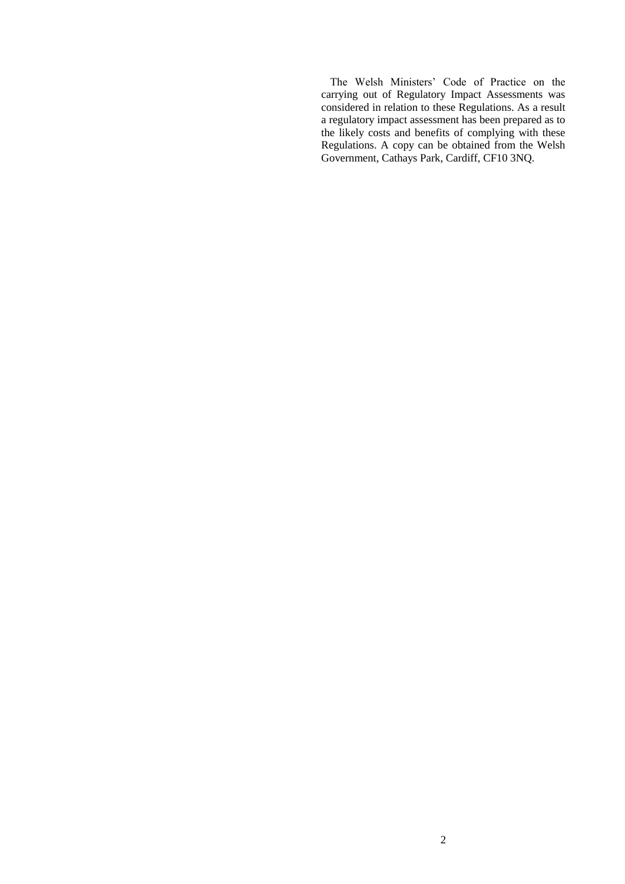The Welsh Ministers' Code of Practice on the carrying out of Regulatory Impact Assessments was considered in relation to these Regulations. As a result a regulatory impact assessment has been prepared as to the likely costs and benefits of complying with these Regulations. A copy can be obtained from the Welsh Government, Cathays Park, Cardiff, CF10 3NQ.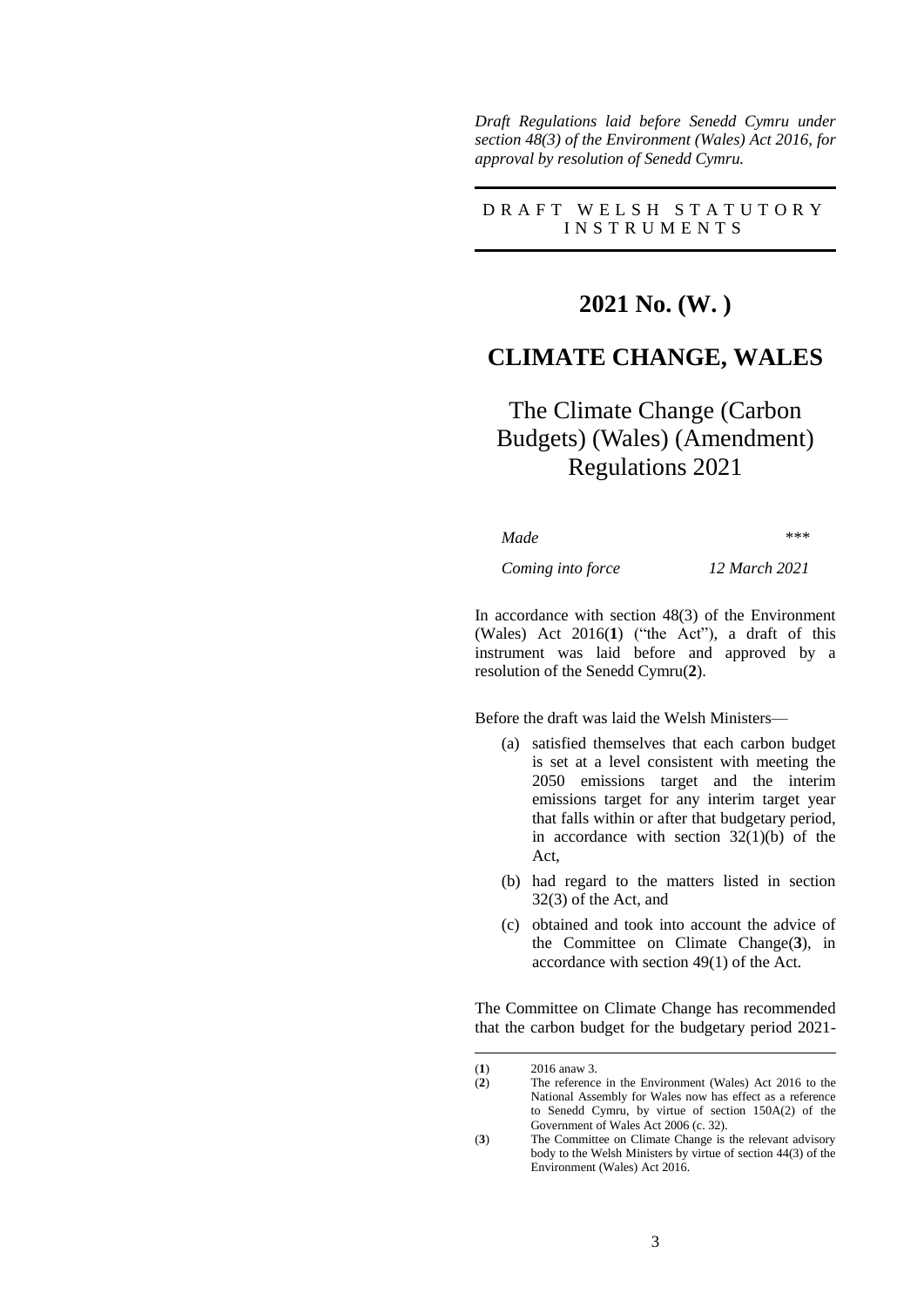*Draft Regulations laid before Senedd Cymru under section 48(3) of the Environment (Wales) Act 2016, for approval by resolution of Senedd Cymru.*

D R A F T  W E L S H  S T A T U T O R Y  I N S T R U M E N T S

## 2021 No. (W. )

## CLIMATE CHANGE, WALES

# The Climate Change (Carbon Budgets) (Wales) (Amendment) Regulations 2021

| | |
|---|---|
| *Made* | *\*\*\** |
| *Coming into force* | *12 March 2021* |

In accordance with section 48(3) of the Environment (Wales) Act 2016(**1**) ("the Act"), a draft of this instrument was laid before and approved by a resolution of the Senedd Cymru(**2**).

Before the draft was laid the Welsh Ministers—

(a) satisfied themselves that each carbon budget is set at a level consistent with meeting the 2050 emissions target and the interim emissions target for any interim target year that falls within or after that budgetary period, in accordance with section 32(1)(b) of the Act,

(b) had regard to the matters listed in section 32(3) of the Act, and

(c) obtained and took into account the advice of the Committee on Climate Change(**3**), in accordance with section 49(1) of the Act.

The Committee on Climate Change has recommended that the carbon budget for the budgetary period 2021-

---

(**1**) 2016 anaw 3.

(**2**) The reference in the Environment (Wales) Act 2016 to the National Assembly for Wales now has effect as a reference to Senedd Cymru, by virtue of section 150A(2) of the Government of Wales Act 2006 (c. 32).

(**3**) The Committee on Climate Change is the relevant advisory body to the Welsh Ministers by virtue of section 44(3) of the Environment (Wales) Act 2016.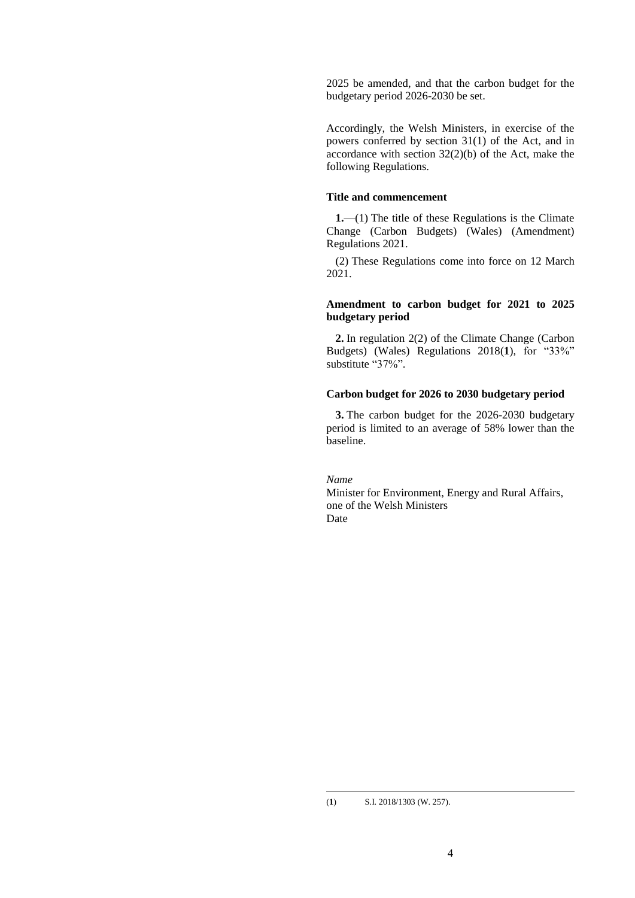2025 be amended, and that the carbon budget for the budgetary period 2026-2030 be set.

Accordingly, the Welsh Ministers, in exercise of the powers conferred by section 31(1) of the Act, and in accordance with section 32(2)(b) of the Act, make the following Regulations.

### Title and commencement

**1.**—(1) The title of these Regulations is the Climate Change (Carbon Budgets) (Wales) (Amendment) Regulations 2021.

(2) These Regulations come into force on 12 March 2021.

### Amendment to carbon budget for 2021 to 2025 budgetary period

**2.** In regulation 2(2) of the Climate Change (Carbon Budgets) (Wales) Regulations 2018(**1**), for "33%" substitute "37%".

### Carbon budget for 2026 to 2030 budgetary period

**3.** The carbon budget for the 2026-2030 budgetary period is limited to an average of 58% lower than the baseline.

*Name*
Minister for Environment, Energy and Rural Affairs, one of the Welsh Ministers
Date

---

(**1**) S.I. 2018/1303 (W. 257).